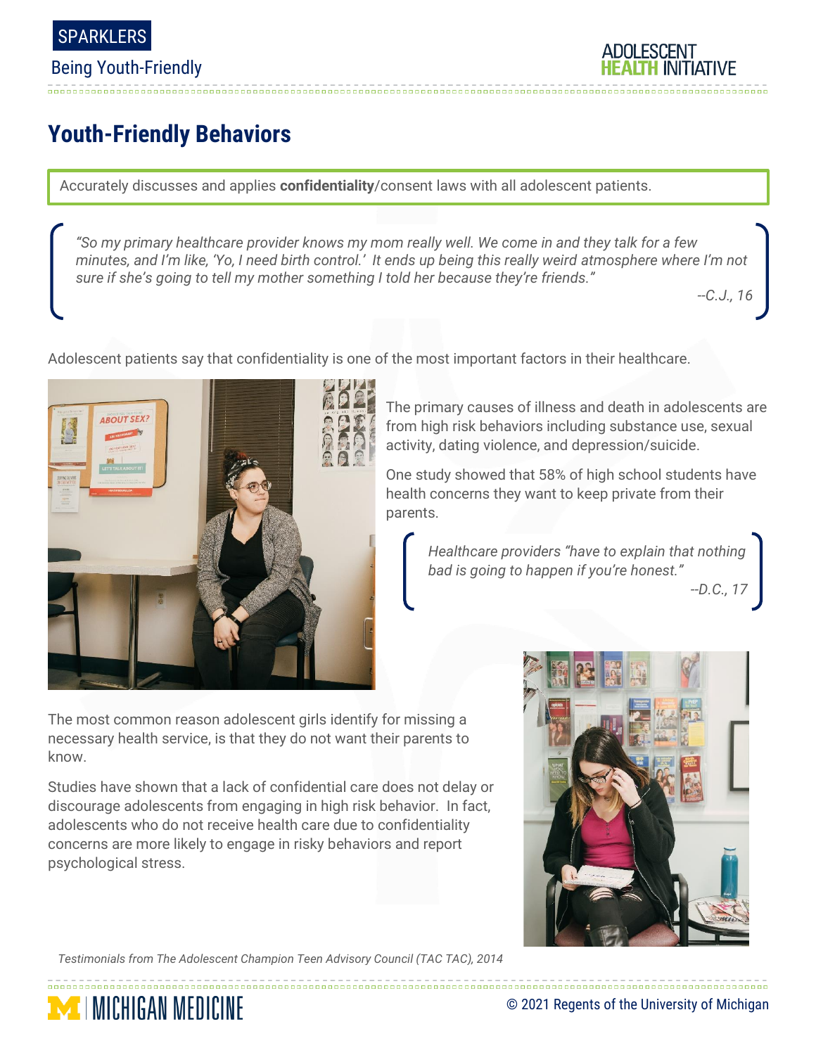SPARKLERS

Being Youth-Friendly

# Youth-Friendly Behaviors

Accurately discusses and applies **confidentiality**/consent laws with all adolescent patients.

> *"So my primary healthcare provider knows my mom really well. We come in and they talk for a few minutes, and I'm like, 'Yo, I need birth control.' It ends up being this really weird atmosphere where I'm not sure if she's going to tell my mother something I told her because they're friends."*
>
> --C.J., 16

Adolescent patients say that confidentiality is one of the most important factors in their healthcare.

The primary causes of illness and death in adolescents are from high risk behaviors including substance use, sexual activity, dating violence, and depression/suicide.

One study showed that 58% of high school students have health concerns they want to keep private from their parents.

> *Healthcare providers "have to explain that nothing bad is going to happen if you're honest."*
>
> --D.C., 17

The most common reason adolescent girls identify for missing a necessary health service, is that they do not want their parents to know.

Studies have shown that a lack of confidential care does not delay or discourage adolescents from engaging in high risk behavior. In fact, adolescents who do not receive health care due to confidentiality concerns are more likely to engage in risky behaviors and report psychological stress.

*Testimonials from The Adolescent Champion Teen Advisory Council (TAC TAC), 2014*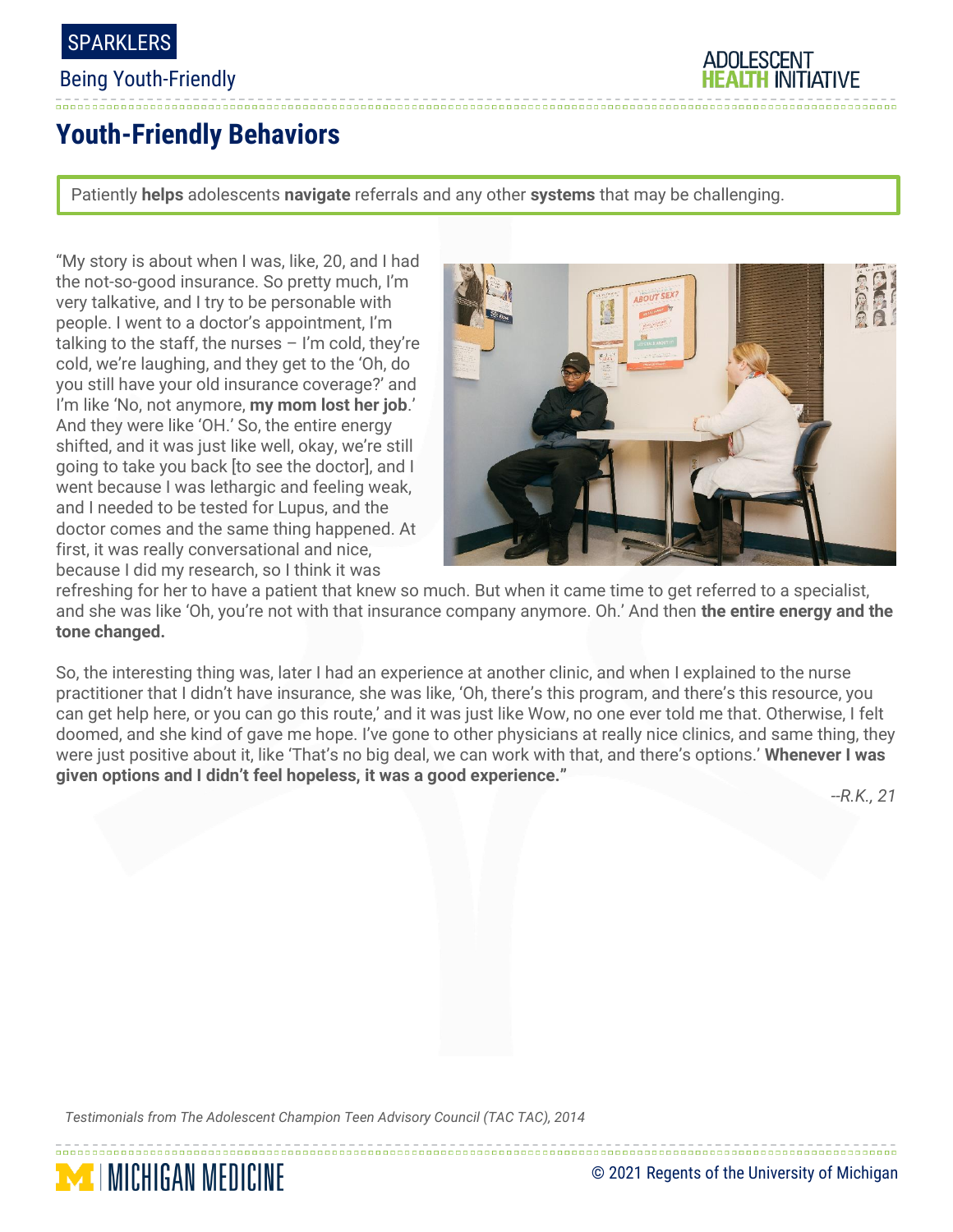## Youth-Friendly Behaviors

Patiently **helps** adolescents **navigate** referrals and any other **systems** that may be challenging.

"My story is about when I was, like, 20, and I had the not-so-good insurance. So pretty much, I'm very talkative, and I try to be personable with people. I went to a doctor's appointment, I'm talking to the staff, the nurses – I'm cold, they're cold, we're laughing, and they get to the 'Oh, do you still have your old insurance coverage?' and I'm like 'No, not anymore, **my mom lost her job**.' And they were like 'OH.' So, the entire energy shifted, and it was just like well, okay, we're still going to take you back [to see the doctor], and I went because I was lethargic and feeling weak, and I needed to be tested for Lupus, and the doctor comes and the same thing happened. At first, it was really conversational and nice, because I did my research, so I think it was refreshing for her to have a patient that knew so much. But when it came time to get referred to a specialist, and she was like 'Oh, you're not with that insurance company anymore. Oh.' And then **the entire energy and the tone changed.**

So, the interesting thing was, later I had an experience at another clinic, and when I explained to the nurse practitioner that I didn't have insurance, she was like, 'Oh, there's this program, and there's this resource, you can get help here, or you can go this route,' and it was just like Wow, no one ever told me that. Otherwise, I felt doomed, and she kind of gave me hope. I've gone to other physicians at really nice clinics, and same thing, they were just positive about it, like 'That's no big deal, we can work with that, and there's options.' **Whenever I was given options and I didn't feel hopeless, it was a good experience."**

*--R.K., 21*

*Testimonials from The Adolescent Champion Teen Advisory Council (TAC TAC), 2014*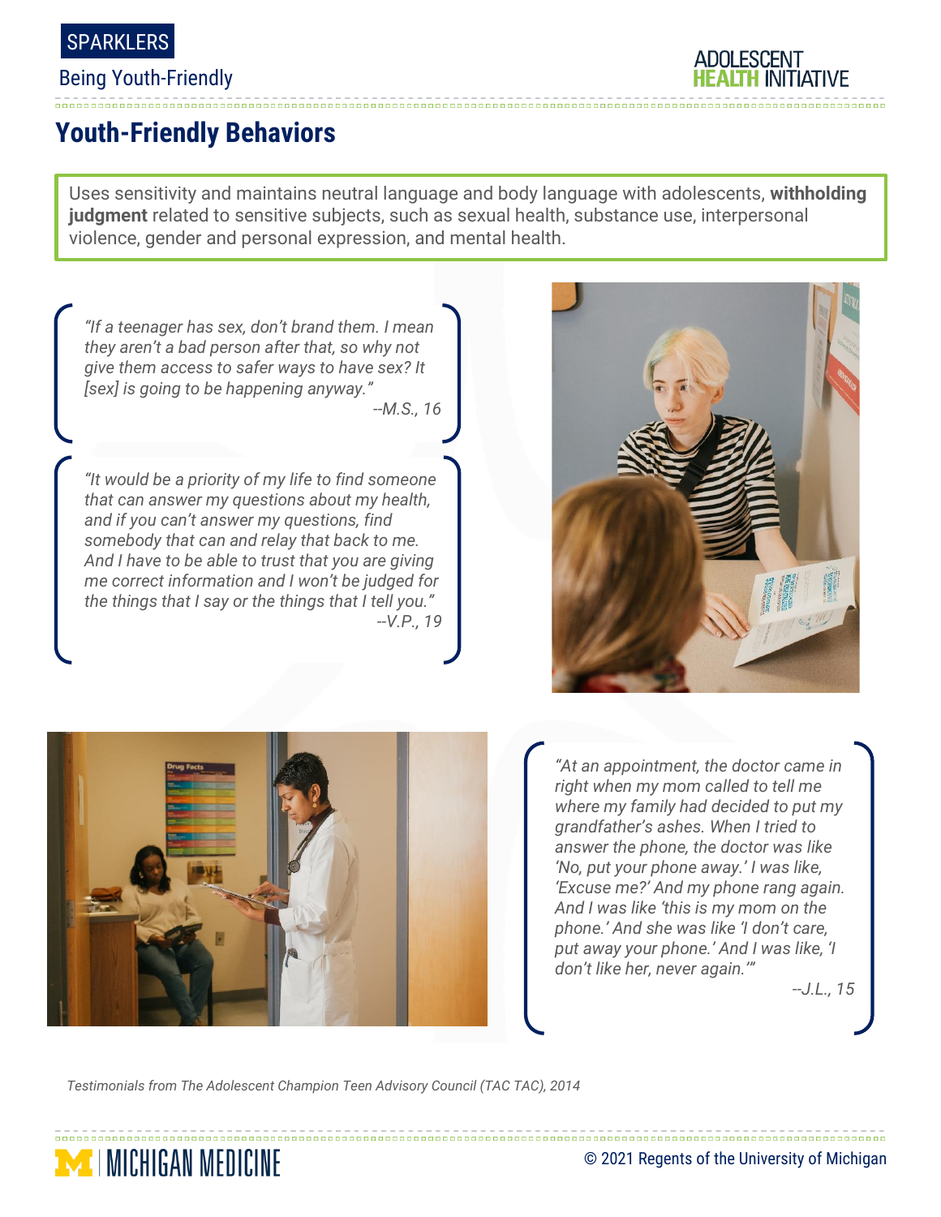# Youth-Friendly Behaviors

Uses sensitivity and maintains neutral language and body language with adolescents, **withholding judgment** related to sensitive subjects, such as sexual health, substance use, interpersonal violence, gender and personal expression, and mental health.

> *"If a teenager has sex, don't brand them. I mean they aren't a bad person after that, so why not give them access to safer ways to have sex? It [sex] is going to be happening anyway."*
>
> *--M.S., 16*

> *"It would be a priority of my life to find someone that can answer my questions about my health, and if you can't answer my questions, find somebody that can and relay that back to me. And I have to be able to trust that you are giving me correct information and I won't be judged for the things that I say or the things that I tell you."*
>
> *--V.P., 19*

> *"At an appointment, the doctor came in right when my mom called to tell me where my family had decided to put my grandfather's ashes. When I tried to answer the phone, the doctor was like 'No, put your phone away.' I was like, 'Excuse me?' And my phone rang again. And I was like 'this is my mom on the phone.' And she was like 'I don't care, put away your phone.' And I was like, 'I don't like her, never again.'"*
>
> *--J.L., 15*

*Testimonials from The Adolescent Champion Teen Advisory Council (TAC TAC), 2014*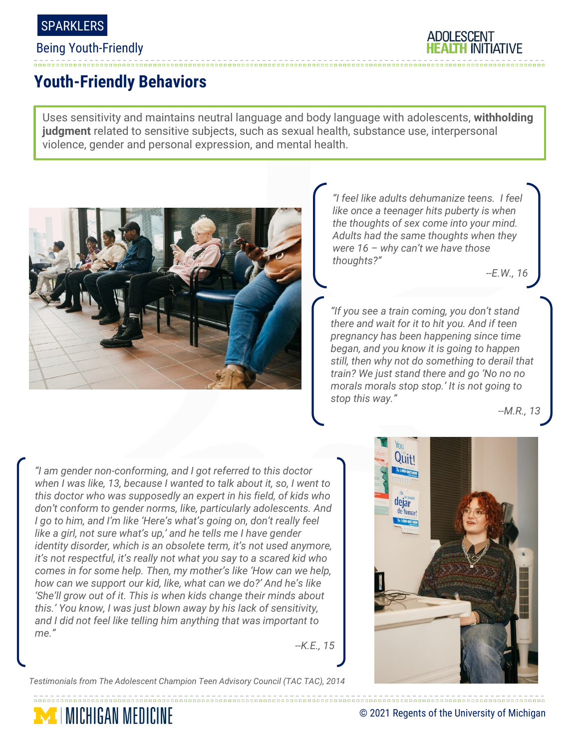# Youth-Friendly Behaviors

Uses sensitivity and maintains neutral language and body language with adolescents, **withholding judgment** related to sensitive subjects, such as sexual health, substance use, interpersonal violence, gender and personal expression, and mental health.

*"I feel like adults dehumanize teens. I feel like once a teenager hits puberty is when the thoughts of sex come into your mind. Adults had the same thoughts when they were 16 – why can't we have those thoughts?"*

*--E.W., 16*

*"If you see a train coming, you don't stand there and wait for it to hit you. And if teen pregnancy has been happening since time began, and you know it is going to happen still, then why not do something to derail that train? We just stand there and go 'No no no morals morals stop stop.' It is not going to stop this way."*

*--M.R., 13*

*"I am gender non-conforming, and I got referred to this doctor when I was like, 13, because I wanted to talk about it, so, I went to this doctor who was supposedly an expert in his field, of kids who don't conform to gender norms, like, particularly adolescents. And I go to him, and I'm like 'Here's what's going on, don't really feel like a girl, not sure what's up,' and he tells me I have gender identity disorder, which is an obsolete term, it's not used anymore, it's not respectful, it's really not what you say to a scared kid who comes in for some help. Then, my mother's like 'How can we help, how can we support our kid, like, what can we do?' And he's like 'She'll grow out of it. This is when kids change their minds about this.' You know, I was just blown away by his lack of sensitivity, and I did not feel like telling him anything that was important to me."*

*--K.E., 15*

*Testimonials from The Adolescent Champion Teen Advisory Council (TAC TAC), 2014*